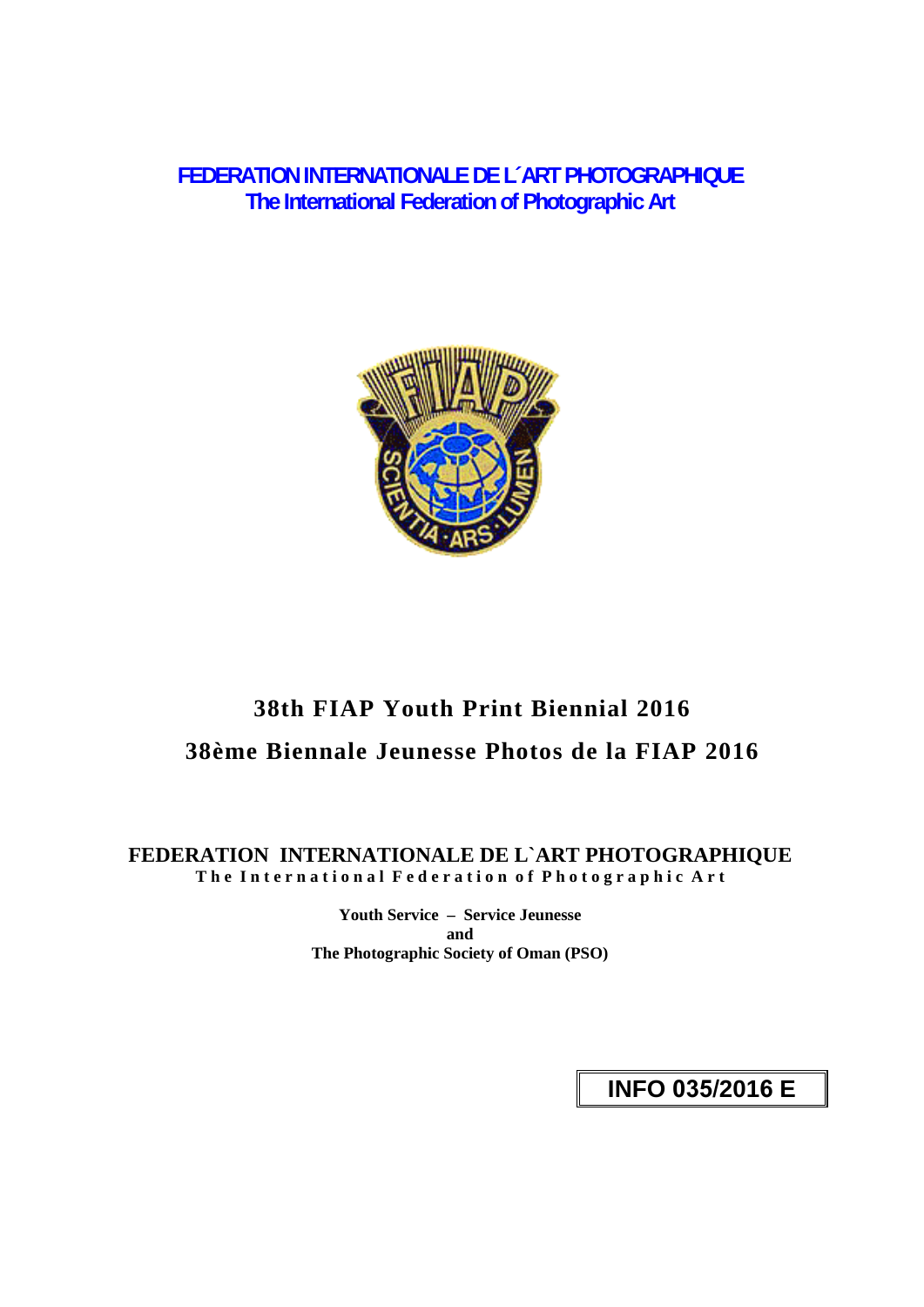**FEDERATION INTERNATIONALE DE L´ART PHOTOGRAPHIQUE**
**The International Federation of Photographic Art**

# 38th FIAP Youth Print Biennial 2016

# 38ème Biennale Jeunesse Photos de la FIAP 2016

**FEDERATION INTERNATIONALE DE L`ART PHOTOGRAPHIQUE**
**The International Federation of Photographic Art**

**Youth Service – Service Jeunesse**
**and**
**The Photographic Society of Oman (PSO)**

**INFO 035/2016 E**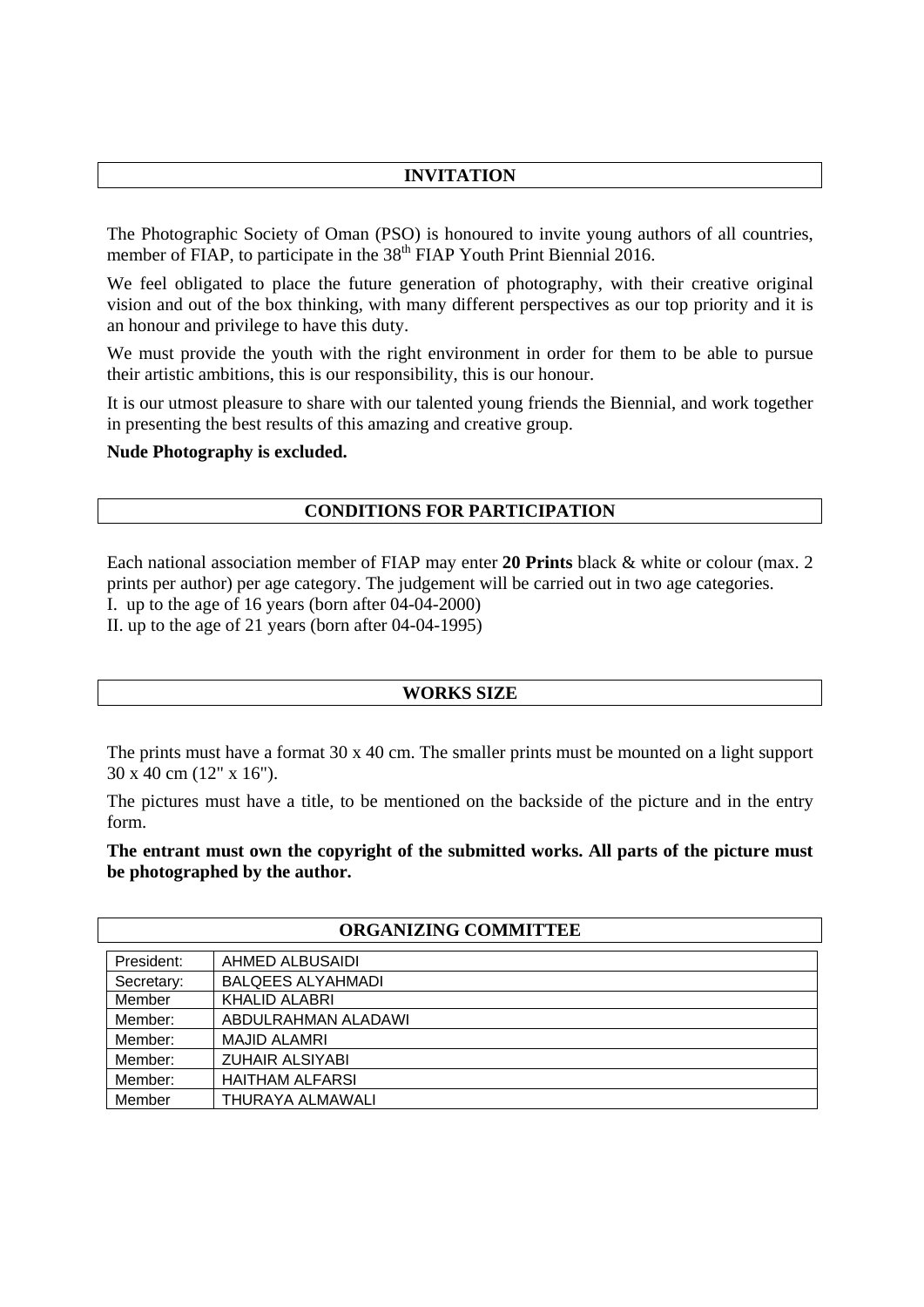## INVITATION

The Photographic Society of Oman (PSO) is honoured to invite young authors of all countries, member of FIAP, to participate in the 38th FIAP Youth Print Biennial 2016.

We feel obligated to place the future generation of photography, with their creative original vision and out of the box thinking, with many different perspectives as our top priority and it is an honour and privilege to have this duty.

We must provide the youth with the right environment in order for them to be able to pursue their artistic ambitions, this is our responsibility, this is our honour.

It is our utmost pleasure to share with our talented young friends the Biennial, and work together in presenting the best results of this amazing and creative group.

**Nude Photography is excluded.**

## CONDITIONS FOR PARTICIPATION

Each national association member of FIAP may enter **20 Prints** black & white or colour (max. 2 prints per author) per age category. The judgement will be carried out in two age categories.

I. up to the age of 16 years (born after 04-04-2000)

II. up to the age of 21 years (born after 04-04-1995)

## WORKS SIZE

The prints must have a format 30 x 40 cm. The smaller prints must be mounted on a light support 30 x 40 cm (12" x 16").

The pictures must have a title, to be mentioned on the backside of the picture and in the entry form.

**The entrant must own the copyright of the submitted works. All parts of the picture must be photographed by the author.**

## ORGANIZING COMMITTEE

| | |
|---|---|
| President: | AHMED ALBUSAIDI |
| Secretary: | BALQEES ALYAHMADI |
| Member | KHALID ALABRI |
| Member: | ABDULRAHMAN ALADAWI |
| Member: | MAJID ALAMRI |
| Member: | ZUHAIR ALSIYABI |
| Member: | HAITHAM ALFARSI |
| Member | THURAYA ALMAWALI |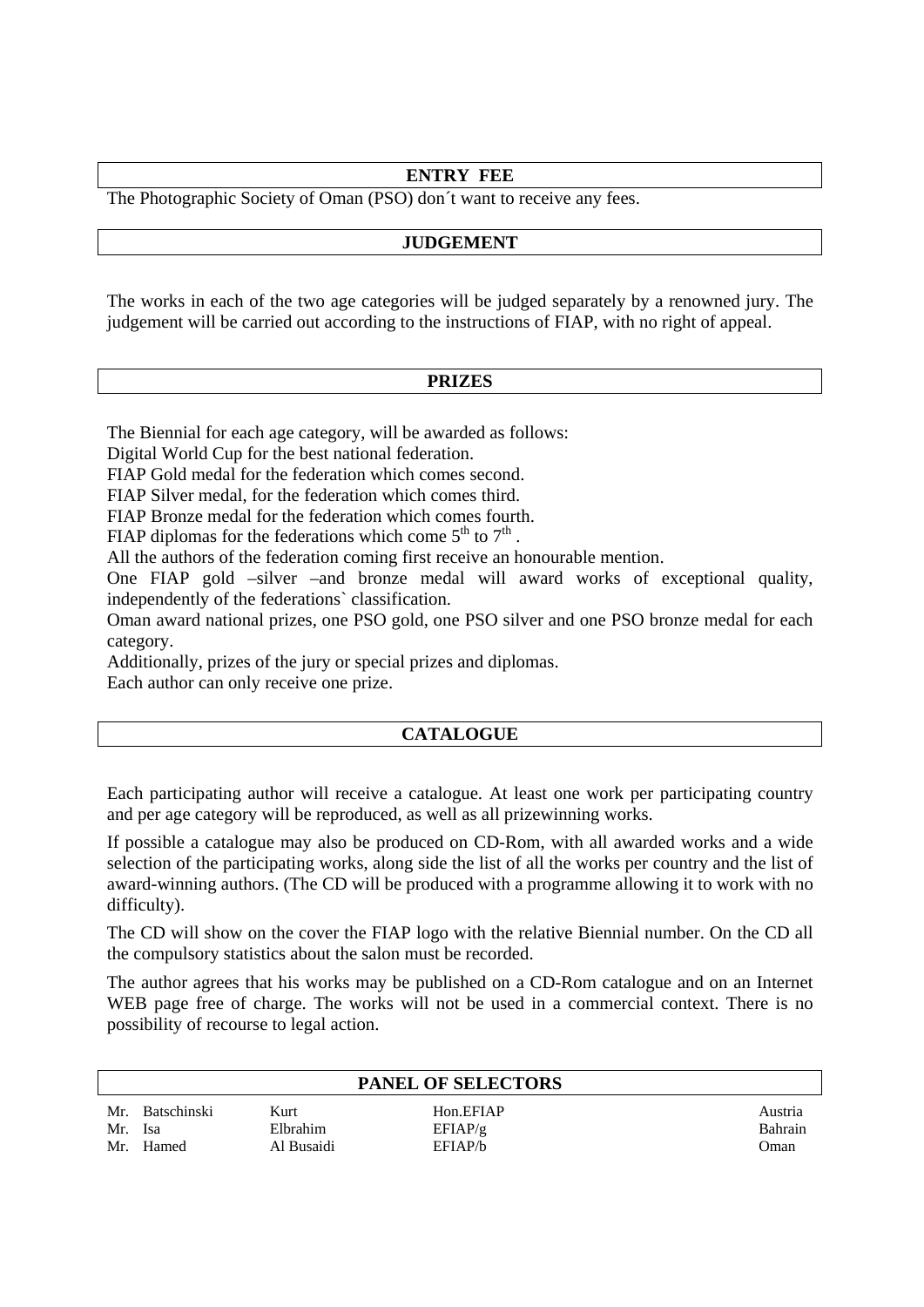## ENTRY FEE

The Photographic Society of Oman (PSO) don´t want to receive any fees.

## JUDGEMENT

The works in each of the two age categories will be judged separately by a renowned jury. The judgement will be carried out according to the instructions of FIAP, with no right of appeal.

## PRIZES

The Biennial for each age category, will be awarded as follows:

Digital World Cup for the best national federation.

FIAP Gold medal for the federation which comes second.

FIAP Silver medal, for the federation which comes third.

FIAP Bronze medal for the federation which comes fourth.

FIAP diplomas for the federations which come 5th to 7th .

All the authors of the federation coming first receive an honourable mention.

One FIAP gold –silver –and bronze medal will award works of exceptional quality, independently of the federations` classification.

Oman award national prizes, one PSO gold, one PSO silver and one PSO bronze medal for each category.

Additionally, prizes of the jury or special prizes and diplomas.

Each author can only receive one prize.

## CATALOGUE

Each participating author will receive a catalogue. At least one work per participating country and per age category will be reproduced, as well as all prizewinning works.

If possible a catalogue may also be produced on CD-Rom, with all awarded works and a wide selection of the participating works, along side the list of all the works per country and the list of award-winning authors. (The CD will be produced with a programme allowing it to work with no difficulty).

The CD will show on the cover the FIAP logo with the relative Biennial number. On the CD all the compulsory statistics about the salon must be recorded.

The author agrees that his works may be published on a CD-Rom catalogue and on an Internet WEB page free of charge. The works will not be used in a commercial context. There is no possibility of recourse to legal action.

## PANEL OF SELECTORS

| | | | |
|---|---|---|---|
| Mr. Batschinski | Kurt | Hon.EFIAP | Austria |
| Mr. Isa | Elbrahim | EFIAP/g | Bahrain |
| Mr. Hamed | Al Busaidi | EFIAP/b | Oman |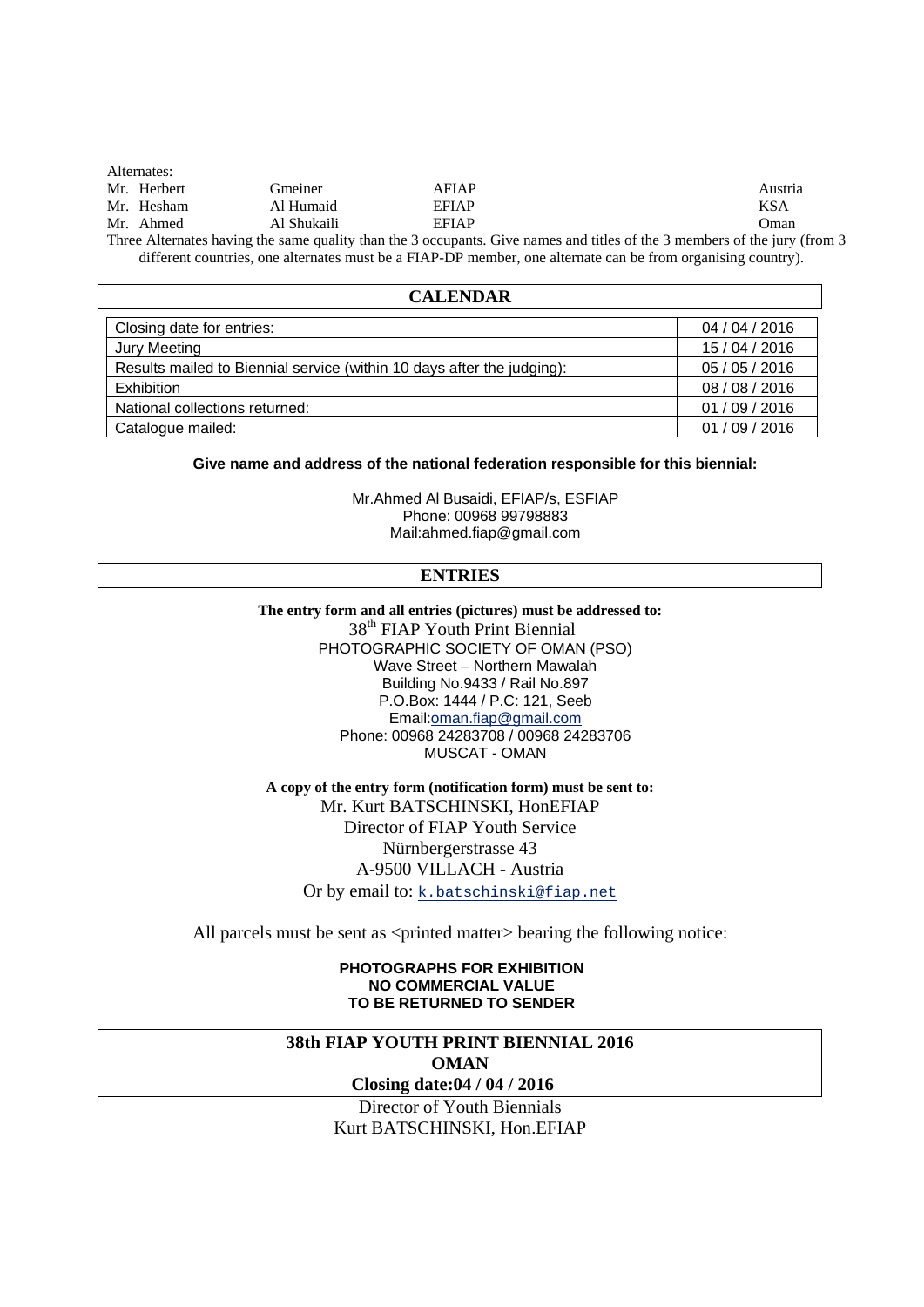Alternates:

| | | | |
|---|---|---|---|
| Mr. Herbert | Gmeiner | AFIAP | Austria |
| Mr. Hesham | Al Humaid | EFIAP | KSA |
| Mr. Ahmed | Al Shukaili | EFIAP | Oman |

Three Alternates having the same quality than the 3 occupants. Give names and titles of the 3 members of the jury (from 3 different countries, one alternates must be a FIAP-DP member, one alternate can be from organising country).

## CALENDAR

| | |
|---|---|
| Closing date for entries: | 04 / 04 / 2016 |
| Jury Meeting | 15 / 04 / 2016 |
| Results mailed to Biennial service (within 10 days after the judging): | 05 / 05 / 2016 |
| Exhibition | 08 / 08 / 2016 |
| National collections returned: | 01 / 09 / 2016 |
| Catalogue mailed: | 01 / 09 / 2016 |

**Give name and address of the national federation responsible for this biennial:**

Mr.Ahmed Al Busaidi, EFIAP/s, ESFIAP
Phone: 00968 99798883
Mail:ahmed.fiap@gmail.com

## ENTRIES

**The entry form and all entries (pictures) must be addressed to:**

38th FIAP Youth Print Biennial
PHOTOGRAPHIC SOCIETY OF OMAN (PSO)
Wave Street – Northern Mawalah
Building No.9433 / Rail No.897
P.O.Box: 1444 / P.C: 121, Seeb
Email:oman.fiap@gmail.com
Phone: 00968 24283708 / 00968 24283706
MUSCAT - OMAN

**A copy of the entry form (notification form) must be sent to:**

Mr. Kurt BATSCHINSKI, HonEFIAP
Director of FIAP Youth Service
Nürnbergerstrasse 43
A-9500 VILLACH - Austria
Or by email to: k.batschinski@fiap.net

All parcels must be sent as <printed matter> bearing the following notice:

**PHOTOGRAPHS FOR EXHIBITION**
**NO COMMERCIAL VALUE**
**TO BE RETURNED TO SENDER**

**38th FIAP YOUTH PRINT BIENNIAL 2016**
**OMAN**
**Closing date:04 / 04 / 2016**

Director of Youth Biennials
Kurt BATSCHINSKI, Hon.EFIAP